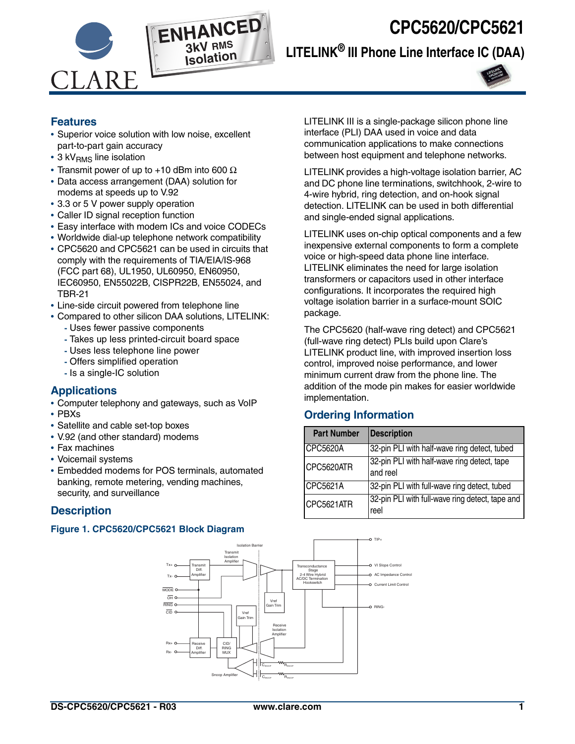# CPC5620/CPC5621

## LITELINK® III Phone Line Interface IC (DAA)

ENHANCED 3kV RMS Isolation

## Features

- Superior voice solution with low noise, excellent part-to-part gain accuracy
- 3 $kV_{RMS}$ line isolation
- Transmit power of up to +10 dBm into 600 Ω
- Data access arrangement (DAA) solution for modems at speeds up to V.92
- 3.3 or 5 V power supply operation
- Caller ID signal reception function
- Easy interface with modem ICs and voice CODECs
- Worldwide dial-up telephone network compatibility
- CPC5620 and CPC5621 can be used in circuits that comply with the requirements of TIA/EIA/IS-968 (FCC part 68), UL1950, UL60950, EN60950, IEC60950, EN55022B, CISPR22B, EN55024, and TBR-21
- Line-side circuit powered from telephone line
- Compared to other silicon DAA solutions, LITELINK:
  - Uses fewer passive components
  - Takes up less printed-circuit board space
  - Uses less telephone line power
  - Offers simplified operation
  - Is a single-IC solution

## Applications

- Computer telephony and gateways, such as VoIP
- PBXs
- Satellite and cable set-top boxes
- V.92 (and other standard) modems
- Fax machines
- Voicemail systems
- Embedded modems for POS terminals, automated banking, remote metering, vending machines, security, and surveillance

## Description

LITELINK III is a single-package silicon phone line interface (PLI) DAA used in voice and data communication applications to make connections between host equipment and telephone networks.

LITELINK provides a high-voltage isolation barrier, AC and DC phone line terminations, switchhook, 2-wire to 4-wire hybrid, ring detection, and on-hook signal detection. LITELINK can be used in both differential and single-ended signal applications.

LITELINK uses on-chip optical components and a few inexpensive external components to form a complete voice or high-speed data phone line interface. LITELINK eliminates the need for large isolation transformers or capacitors used in other interface configurations. It incorporates the required high voltage isolation barrier in a surface-mount SOIC package.

The CPC5620 (half-wave ring detect) and CPC5621 (full-wave ring detect) PLIs build upon Clare's LITELINK product line, with improved insertion loss control, improved noise performance, and lower minimum current draw from the phone line. The addition of the mode pin makes for easier worldwide implementation.

## Ordering Information

| Part Number | Description |
|---|---|
| CPC5620A | 32-pin PLI with half-wave ring detect, tubed |
| CPC5620ATR | 32-pin PLI with half-wave ring detect, tape and reel |
| CPC5621A | 32-pin PLI with full-wave ring detect, tubed |
| CPC5621ATR | 32-pin PLI with full-wave ring detect, tape and reel |

**Figure 1. CPC5620/CPC5621 Block Diagram**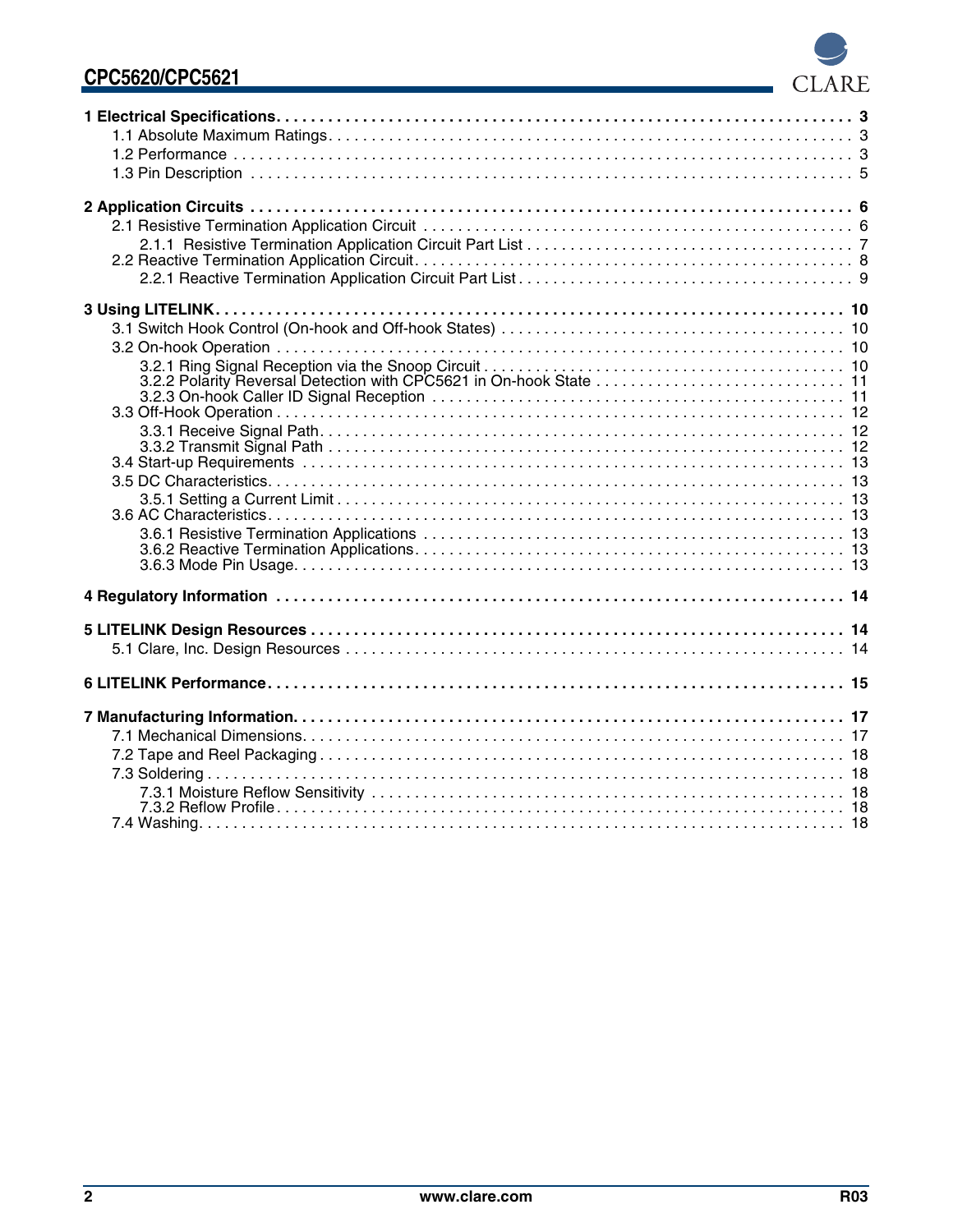1 Electrical Specifications . . . . . . . . . . . . . . . . . . . . . . . . . . . . . . . . . . . . . . . . . . . . . . . . . . . . . . . . . . . . 3
- 1.1 Absolute Maximum Ratings . . . . . . . . . . . . . . . . . . . . . . . . . . . . . . . . . . . . . . . . . . . . . . . . . . . . . . . . . . . 3
- 1.2 Performance . . . . . . . . . . . . . . . . . . . . . . . . . . . . . . . . . . . . . . . . . . . . . . . . . . . . . . . . . . . . . . . . . . . . . 3
- 1.3 Pin Description . . . . . . . . . . . . . . . . . . . . . . . . . . . . . . . . . . . . . . . . . . . . . . . . . . . . . . . . . . . . . . . . . . . 5

2 Application Circuits . . . . . . . . . . . . . . . . . . . . . . . . . . . . . . . . . . . . . . . . . . . . . . . . . . . . . . . . . . . . . . . . . 6
- 2.1 Resistive Termination Application Circuit . . . . . . . . . . . . . . . . . . . . . . . . . . . . . . . . . . . . . . . . . . . . . . . . . 6
  - 2.1.1 Resistive Termination Application Circuit Part List . . . . . . . . . . . . . . . . . . . . . . . . . . . . . . . . . . . . . . 7
- 2.2 Reactive Termination Application Circuit . . . . . . . . . . . . . . . . . . . . . . . . . . . . . . . . . . . . . . . . . . . . . . . . . . 8
  - 2.2.1 Reactive Termination Application Circuit Part List . . . . . . . . . . . . . . . . . . . . . . . . . . . . . . . . . . . . . . . 9

3 Using LITELINK . . . . . . . . . . . . . . . . . . . . . . . . . . . . . . . . . . . . . . . . . . . . . . . . . . . . . . . . . . . . . . . . . . . . 10
- 3.1 Switch Hook Control (On-hook and Off-hook States) . . . . . . . . . . . . . . . . . . . . . . . . . . . . . . . . . . . . . . . . 10
- 3.2 On-hook Operation . . . . . . . . . . . . . . . . . . . . . . . . . . . . . . . . . . . . . . . . . . . . . . . . . . . . . . . . . . . . . . . . . 10
  - 3.2.1 Ring Signal Reception via the Snoop Circuit . . . . . . . . . . . . . . . . . . . . . . . . . . . . . . . . . . . . . . . . . . 10
  - 3.2.2 Polarity Reversal Detection with CPC5621 in On-hook State . . . . . . . . . . . . . . . . . . . . . . . . . . . . . 11
  - 3.2.3 On-hook Caller ID Signal Reception . . . . . . . . . . . . . . . . . . . . . . . . . . . . . . . . . . . . . . . . . . . . . . . . 11
- 3.3 Off-Hook Operation . . . . . . . . . . . . . . . . . . . . . . . . . . . . . . . . . . . . . . . . . . . . . . . . . . . . . . . . . . . . . . . . 12
  - 3.3.1 Receive Signal Path . . . . . . . . . . . . . . . . . . . . . . . . . . . . . . . . . . . . . . . . . . . . . . . . . . . . . . . . . . . 12
  - 3.3.2 Transmit Signal Path . . . . . . . . . . . . . . . . . . . . . . . . . . . . . . . . . . . . . . . . . . . . . . . . . . . . . . . . . . 12
- 3.4 Start-up Requirements . . . . . . . . . . . . . . . . . . . . . . . . . . . . . . . . . . . . . . . . . . . . . . . . . . . . . . . . . . . . . 13
- 3.5 DC Characteristics . . . . . . . . . . . . . . . . . . . . . . . . . . . . . . . . . . . . . . . . . . . . . . . . . . . . . . . . . . . . . . . . 13
  - 3.5.1 Setting a Current Limit . . . . . . . . . . . . . . . . . . . . . . . . . . . . . . . . . . . . . . . . . . . . . . . . . . . . . . . . . 13
- 3.6 AC Characteristics . . . . . . . . . . . . . . . . . . . . . . . . . . . . . . . . . . . . . . . . . . . . . . . . . . . . . . . . . . . . . . . . 13
  - 3.6.1 Resistive Termination Applications . . . . . . . . . . . . . . . . . . . . . . . . . . . . . . . . . . . . . . . . . . . . . . . . 13
  - 3.6.2 Reactive Termination Applications . . . . . . . . . . . . . . . . . . . . . . . . . . . . . . . . . . . . . . . . . . . . . . . . . 13
  - 3.6.3 Mode Pin Usage . . . . . . . . . . . . . . . . . . . . . . . . . . . . . . . . . . . . . . . . . . . . . . . . . . . . . . . . . . . . . . 13

4 Regulatory Information . . . . . . . . . . . . . . . . . . . . . . . . . . . . . . . . . . . . . . . . . . . . . . . . . . . . . . . . . . . . . . 14

5 LITELINK Design Resources . . . . . . . . . . . . . . . . . . . . . . . . . . . . . . . . . . . . . . . . . . . . . . . . . . . . . . . . . . 14
- 5.1 Clare, Inc. Design Resources . . . . . . . . . . . . . . . . . . . . . . . . . . . . . . . . . . . . . . . . . . . . . . . . . . . . . . . . . 14

6 LITELINK Performance . . . . . . . . . . . . . . . . . . . . . . . . . . . . . . . . . . . . . . . . . . . . . . . . . . . . . . . . . . . . . . . 15

7 Manufacturing Information . . . . . . . . . . . . . . . . . . . . . . . . . . . . . . . . . . . . . . . . . . . . . . . . . . . . . . . . . . . . 17
- 7.1 Mechanical Dimensions . . . . . . . . . . . . . . . . . . . . . . . . . . . . . . . . . . . . . . . . . . . . . . . . . . . . . . . . . . . . . 17
- 7.2 Tape and Reel Packaging . . . . . . . . . . . . . . . . . . . . . . . . . . . . . . . . . . . . . . . . . . . . . . . . . . . . . . . . . . . . 18
- 7.3 Soldering . . . . . . . . . . . . . . . . . . . . . . . . . . . . . . . . . . . . . . . . . . . . . . . . . . . . . . . . . . . . . . . . . . . . . . . . 18
  - 7.3.1 Moisture Reflow Sensitivity . . . . . . . . . . . . . . . . . . . . . . . . . . . . . . . . . . . . . . . . . . . . . . . . . . . . . . 18
  - 7.3.2 Reflow Profile . . . . . . . . . . . . . . . . . . . . . . . . . . . . . . . . . . . . . . . . . . . . . . . . . . . . . . . . . . . . . . . . 18
- 7.4 Washing . . . . . . . . . . . . . . . . . . . . . . . . . . . . . . . . . . . . . . . . . . . . . . . . . . . . . . . . . . . . . . . . . . . . . . . . 18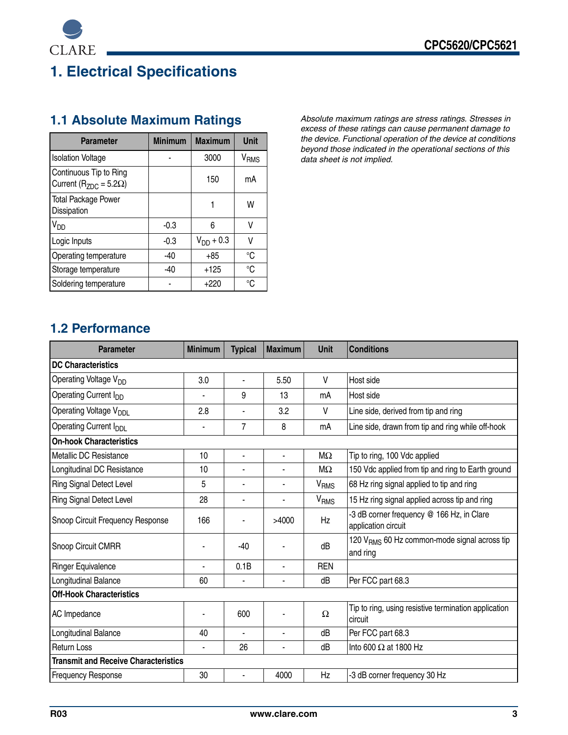# 1. Electrical Specifications

## 1.1 Absolute Maximum Ratings

| Parameter | Minimum | Maximum | Unit |
|---|---|---|---|
| Isolation Voltage | - | 3000 | $V_{RMS}$ |
| Continuous Tip to Ring Current ($R_{ZDC}$ = 5.2Ω) | | 150 | mA |
| Total Package Power Dissipation | | 1 | W |
| $V_{DD}$ | -0.3 | 6 | V |
| Logic Inputs | -0.3 | $V_{DD}$ + 0.3 | V |
| Operating temperature | -40 | +85 | °C |
| Storage temperature | -40 | +125 | °C |
| Soldering temperature | - | +220 | °C |

*Absolute maximum ratings are stress ratings. Stresses in excess of these ratings can cause permanent damage to the device. Functional operation of the device at conditions beyond those indicated in the operational sections of this data sheet is not implied.*

## 1.2 Performance

| Parameter | Minimum | Typical | Maximum | Unit | Conditions |
|---|---|---|---|---|---|
| **DC Characteristics** | | | | | |
| Operating Voltage $V_{DD}$ | 3.0 | - | 5.50 | V | Host side |
| Operating Current $I_{DD}$ | - | 9 | 13 | mA | Host side |
| Operating Voltage $V_{DDL}$ | 2.8 | - | 3.2 | V | Line side, derived from tip and ring |
| Operating Current $I_{DDL}$ | - | 7 | 8 | mA | Line side, drawn from tip and ring while off-hook |
| **On-hook Characteristics** | | | | | |
| Metallic DC Resistance | 10 | - | - | MΩ | Tip to ring, 100 Vdc applied |
| Longitudinal DC Resistance | 10 | - | - | MΩ | 150 Vdc applied from tip and ring to Earth ground |
| Ring Signal Detect Level | 5 | - | - | $V_{RMS}$ | 68 Hz ring signal applied to tip and ring |
| Ring Signal Detect Level | 28 | - | - | $V_{RMS}$ | 15 Hz ring signal applied across tip and ring |
| Snoop Circuit Frequency Response | 166 | - | >4000 | Hz | -3 dB corner frequency @ 166 Hz, in Clare application circuit |
| Snoop Circuit CMRR | - | -40 | - | dB | 120 $V_{RMS}$ 60 Hz common-mode signal across tip and ring |
| Ringer Equivalence | - | 0.1B | - | REN | |
| Longitudinal Balance | 60 | - | - | dB | Per FCC part 68.3 |
| **Off-Hook Characteristics** | | | | | |
| AC Impedance | - | 600 | - | Ω | Tip to ring, using resistive termination application circuit |
| Longitudinal Balance | 40 | - | - | dB | Per FCC part 68.3 |
| Return Loss | - | 26 | - | dB | Into 600 Ω at 1800 Hz |
| **Transmit and Receive Characteristics** | | | | | |
| Frequency Response | 30 | - | 4000 | Hz | -3 dB corner frequency 30 Hz |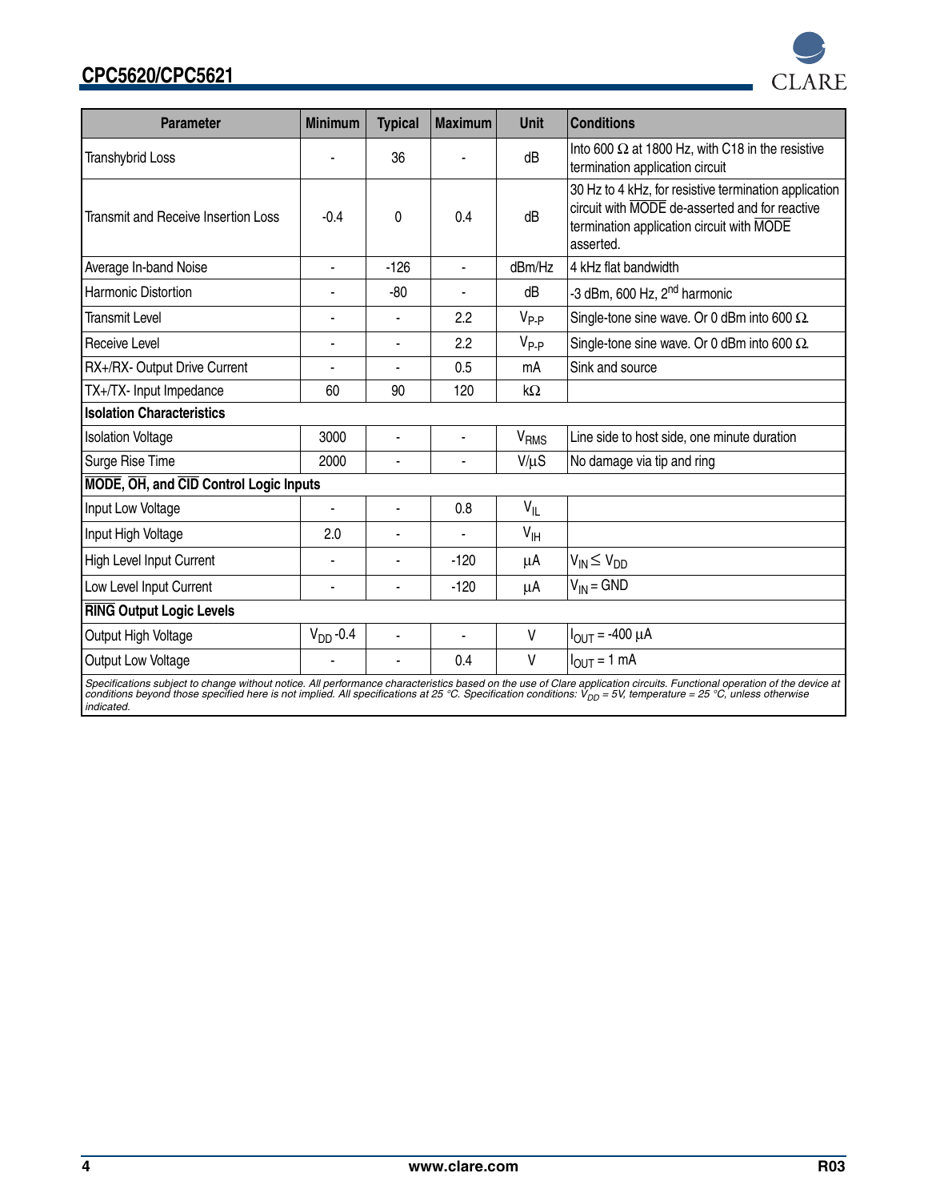| Parameter | Minimum | Typical | Maximum | Unit | Conditions |
|---|---|---|---|---|---|
| Transhybrid Loss | - | 36 | - | dB | Into 600 Ω at 1800 Hz, with C18 in the resistive termination application circuit |
| Transmit and Receive Insertion Loss | -0.4 | 0 | 0.4 | dB | 30 Hz to 4 kHz, for resistive termination application circuit with $\overline{\text{MODE}}$ de-asserted and for reactive termination application circuit with $\overline{\text{MODE}}$ asserted. |
| Average In-band Noise | - | -126 | - | dBm/Hz | 4 kHz flat bandwidth |
| Harmonic Distortion | - | -80 | - | dB | -3 dBm, 600 Hz, 2nd harmonic |
| Transmit Level | - | - | 2.2 | $V_{P-P}$ | Single-tone sine wave. Or 0 dBm into 600 Ω. |
| Receive Level | - | - | 2.2 | $V_{P-P}$ | Single-tone sine wave. Or 0 dBm into 600 Ω. |
| RX+/RX- Output Drive Current | - | - | 0.5 | mA | Sink and source |
| TX+/TX- Input Impedance | 60 | 90 | 120 | kΩ | |
| **Isolation Characteristics** | | | | | |
| Isolation Voltage | 3000 | - | - | $V_{RMS}$ | Line side to host side, one minute duration |
| Surge Rise Time | 2000 | - | - | V/µS | No damage via tip and ring |
| **$\overline{\text{MODE}}$, $\overline{\text{OH}}$, and $\overline{\text{CID}}$ Control Logic Inputs** | | | | | |
| Input Low Voltage | - | - | 0.8 | $V_{IL}$ | |
| Input High Voltage | 2.0 | - | - | $V_{IH}$ | |
| High Level Input Current | - | - | -120 | µA | $V_{IN} \leq V_{DD}$ |
| Low Level Input Current | - | - | -120 | µA | $V_{IN}$ = GND |
| **$\overline{\text{RING}}$ Output Logic Levels** | | | | | |
| Output High Voltage | $V_{DD}$ -0.4 | - | - | V | $I_{OUT}$ = -400 µA |
| Output Low Voltage | - | - | 0.4 | V | $I_{OUT}$ = 1 mA |

*Specifications subject to change without notice. All performance characteristics based on the use of Clare application circuits. Functional operation of the device at conditions beyond those specified here is not implied. All specifications at 25 °C. Specification conditions: $V_{DD}$ = 5V, temperature = 25 °C, unless otherwise indicated.*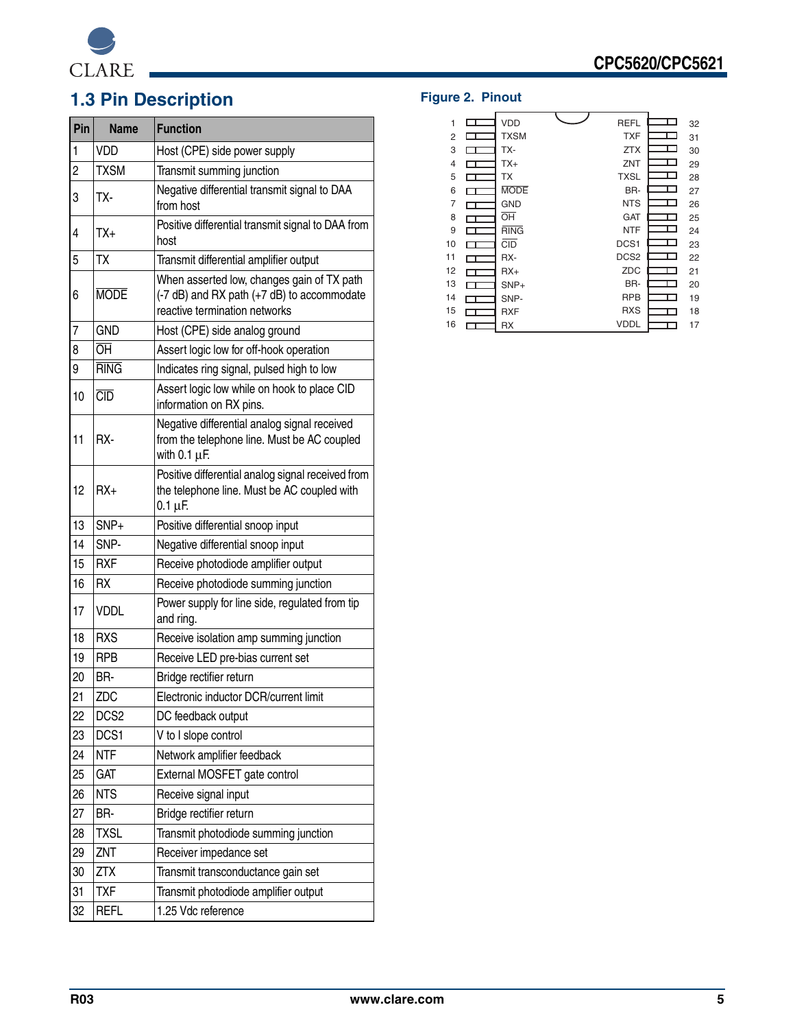## 1.3 Pin Description

| Pin | Name | Function |
|---|---|---|
| 1 | VDD | Host (CPE) side power supply |
| 2 | TXSM | Transmit summing junction |
| 3 | TX- | Negative differential transmit signal to DAA from host |
| 4 | TX+ | Positive differential transmit signal to DAA from host |
| 5 | TX | Transmit differential amplifier output |
| 6 | $\overline{\text{MODE}}$ | When asserted low, changes gain of TX path (-7 dB) and RX path (+7 dB) to accommodate reactive termination networks |
| 7 | GND | Host (CPE) side analog ground |
| 8 | $\overline{\text{OH}}$ | Assert logic low for off-hook operation |
| 9 | $\overline{\text{RING}}$ | Indicates ring signal, pulsed high to low |
| 10 | $\overline{\text{CID}}$ | Assert logic low while on hook to place CID information on RX pins. |
| 11 | RX- | Negative differential analog signal received from the telephone line. Must be AC coupled with 0.1 µF. |
| 12 | RX+ | Positive differential analog signal received from the telephone line. Must be AC coupled with 0.1 µF. |
| 13 | SNP+ | Positive differential snoop input |
| 14 | SNP- | Negative differential snoop input |
| 15 | RXF | Receive photodiode amplifier output |
| 16 | RX | Receive photodiode summing junction |
| 17 | VDDL | Power supply for line side, regulated from tip and ring. |
| 18 | RXS | Receive isolation amp summing junction |
| 19 | RPB | Receive LED pre-bias current set |
| 20 | BR- | Bridge rectifier return |
| 21 | ZDC | Electronic inductor DCR/current limit |
| 22 | DCS2 | DC feedback output |
| 23 | DCS1 | V to I slope control |
| 24 | NTF | Network amplifier feedback |
| 25 | GAT | External MOSFET gate control |
| 26 | NTS | Receive signal input |
| 27 | BR- | Bridge rectifier return |
| 28 | TXSL | Transmit photodiode summing junction |
| 29 | ZNT | Receiver impedance set |
| 30 | ZTX | Transmit transconductance gain set |
| 31 | TXF | Transmit photodiode amplifier output |
| 32 | REFL | 1.25 Vdc reference |

**Figure 2. Pinout**

| Pin | Name | Name | Pin |
|---|---|---|---|
| 1 | VDD | REFL | 32 |
| 2 | TXSM | TXF | 31 |
| 3 | TX- | ZTX | 30 |
| 4 | TX+ | ZNT | 29 |
| 5 | TX | TXSL | 28 |
| 6 | $\overline{\text{MODE}}$ | BR- | 27 |
| 7 | GND | NTS | 26 |
| 8 | $\overline{\text{OH}}$ | GAT | 25 |
| 9 | $\overline{\text{RING}}$ | NTF | 24 |
| 10 | $\overline{\text{CID}}$ | DCS1 | 23 |
| 11 | RX- | DCS2 | 22 |
| 12 | RX+ | ZDC | 21 |
| 13 | SNP+ | BR- | 20 |
| 14 | SNP- | RPB | 19 |
| 15 | RXF | RXS | 18 |
| 16 | RX | VDDL | 17 |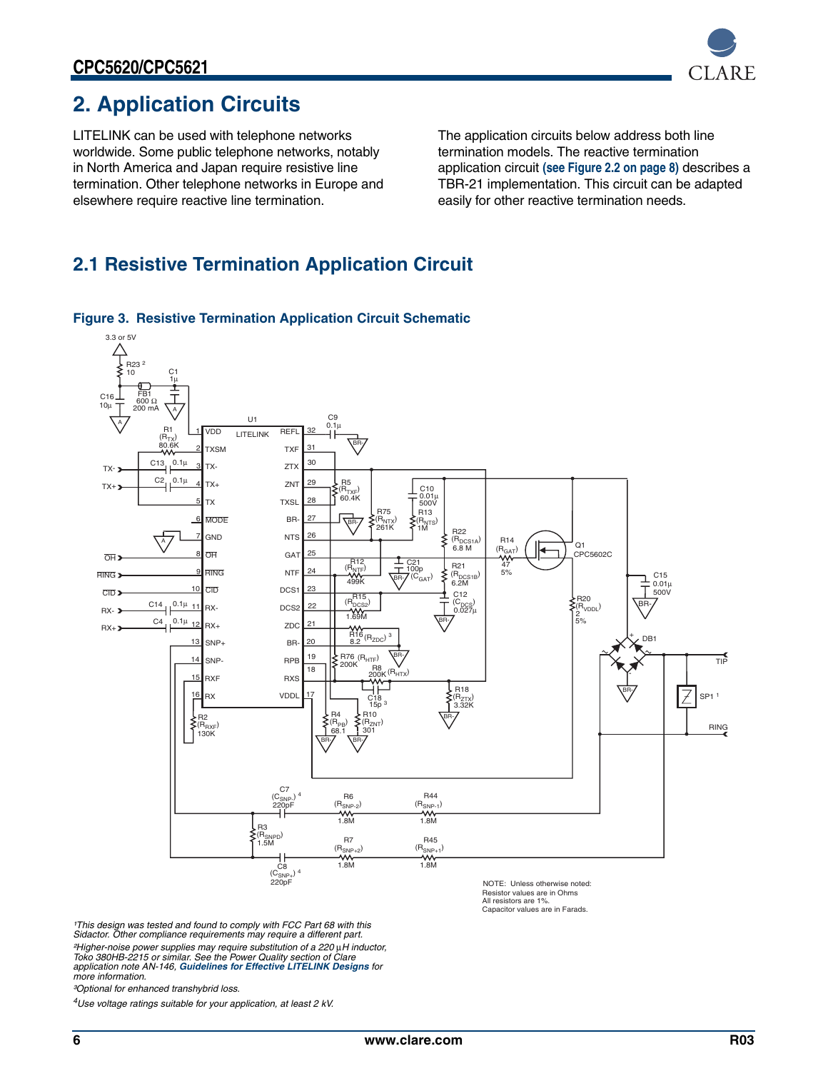## 2. Application Circuits

LITELINK can be used with telephone networks worldwide. Some public telephone networks, notably in North America and Japan require resistive line termination. Other telephone networks in Europe and elsewhere require reactive line termination.

The application circuits below address both line termination models. The reactive termination application circuit **(see Figure 2.2 on page 8)** describes a TBR-21 implementation. This circuit can be adapted easily for other reactive termination needs.

### 2.1 Resistive Termination Application Circuit

**Figure 3. Resistive Termination Application Circuit Schematic**

NOTE: Unless otherwise noted:
Resistor values are in Ohms
All resistors are 1%.
Capacitor values are in Farads.

*[1]This design was tested and found to comply with FCC Part 68 with this Sidactor. Other compliance requirements may require a different part.*

*[2]Higher-noise power supplies may require substitution of a 220 µH inductor, Toko 380HB-2215 or similar. See the Power Quality section of Clare application note AN-146,* ***Guidelines for Effective LITELINK Designs*** *for more information.*

*[3]Optional for enhanced transhybrid loss.*

*[4]Use voltage ratings suitable for your application, at least 2 kV.*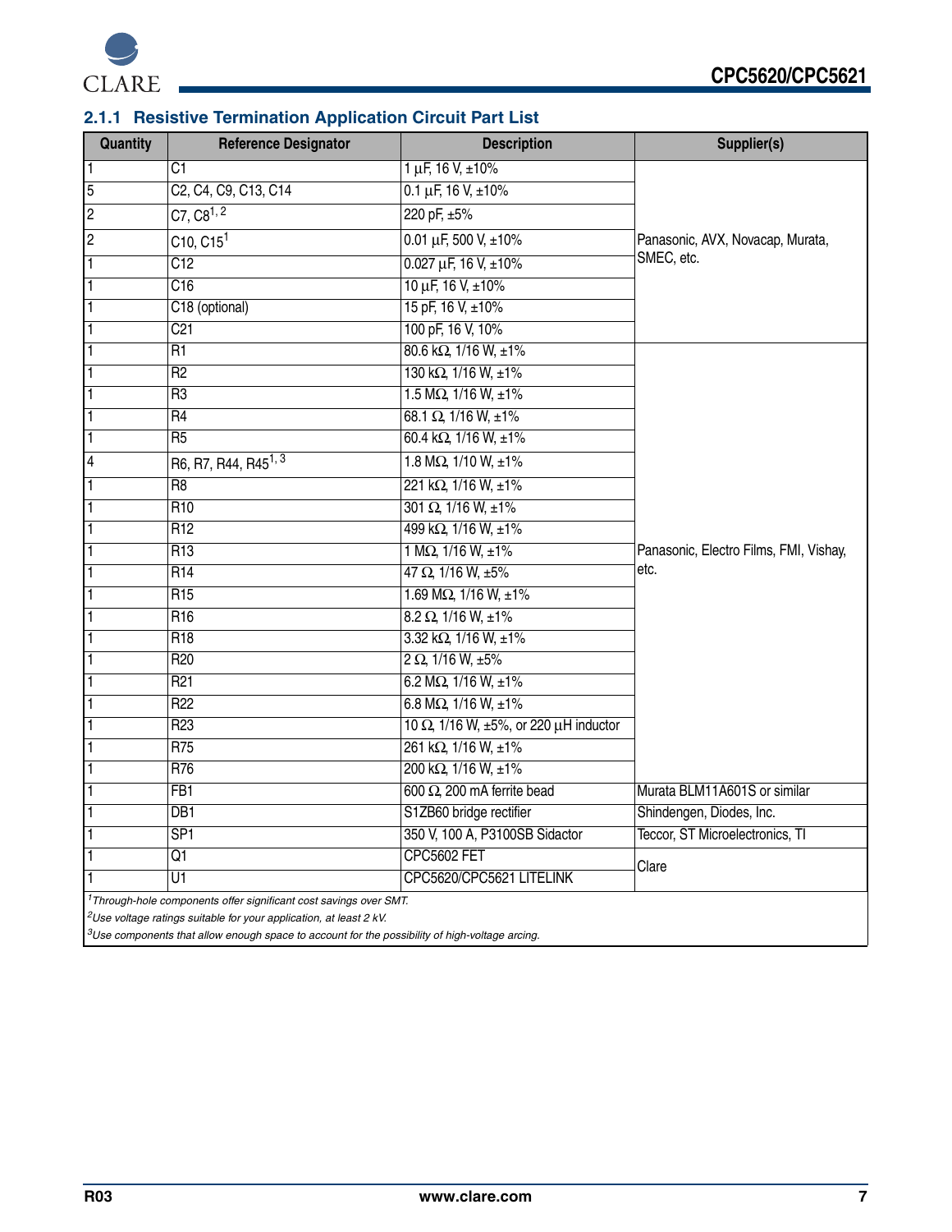### 2.1.1 Resistive Termination Application Circuit Part List

| Quantity | Reference Designator | Description | Supplier(s) |
|---|---|---|---|
| 1 | C1 | 1 μF, 16 V, ±10% | Panasonic, AVX, Novacap, Murata, SMEC, etc. |
| 5 | C2, C4, C9, C13, C14 | 0.1 μF, 16 V, ±10% | |
| 2 | C7, C8[1, 2] | 220 pF, ±5% | |
| 2 | C10, C15[1] | 0.01 μF, 500 V, ±10% | |
| 1 | C12 | 0.027 μF, 16 V, ±10% | |
| 1 | C16 | 10 μF, 16 V, ±10% | |
| 1 | C18 (optional) | 15 pF, 16 V, ±10% | |
| 1 | C21 | 100 pF, 16 V, 10% | |
| 1 | R1 | 80.6 kΩ, 1/16 W, ±1% | Panasonic, Electro Films, FMI, Vishay, etc. |
| 1 | R2 | 130 kΩ, 1/16 W, ±1% | |
| 1 | R3 | 1.5 MΩ, 1/16 W, ±1% | |
| 1 | R4 | 68.1 Ω, 1/16 W, ±1% | |
| 1 | R5 | 60.4 kΩ, 1/16 W, ±1% | |
| 4 | R6, R7, R44, R45[1, 3] | 1.8 MΩ, 1/10 W, ±1% | |
| 1 | R8 | 221 kΩ, 1/16 W, ±1% | |
| 1 | R10 | 301 Ω, 1/16 W, ±1% | |
| 1 | R12 | 499 kΩ, 1/16 W, ±1% | |
| 1 | R13 | 1 MΩ, 1/16 W, ±1% | |
| 1 | R14 | 47 Ω, 1/16 W, ±5% | |
| 1 | R15 | 1.69 MΩ, 1/16 W, ±1% | |
| 1 | R16 | 8.2 Ω, 1/16 W, ±1% | |
| 1 | R18 | 3.32 kΩ, 1/16 W, ±1% | |
| 1 | R20 | 2 Ω, 1/16 W, ±5% | |
| 1 | R21 | 6.2 MΩ, 1/16 W, ±1% | |
| 1 | R22 | 6.8 MΩ, 1/16 W, ±1% | |
| 1 | R23 | 10 Ω, 1/16 W, ±5%, or 220 μH inductor | |
| 1 | R75 | 261 kΩ, 1/16 W, ±1% | |
| 1 | R76 | 200 kΩ, 1/16 W, ±1% | |
| 1 | FB1 | 600 Ω, 200 mA ferrite bead | Murata BLM11A601S or similar |
| 1 | DB1 | S1ZB60 bridge rectifier | Shindengen, Diodes, Inc. |
| 1 | SP1 | 350 V, 100 A, P3100SB Sidactor | Teccor, ST Microelectronics, TI |
| 1 | Q1 | CPC5602 FET | Clare |
| 1 | U1 | CPC5620/CPC5621 LITELINK | |

[1]*Through-hole components offer significant cost savings over SMT.*

[2]*Use voltage ratings suitable for your application, at least 2 kV.*

[3]*Use components that allow enough space to account for the possibility of high-voltage arcing.*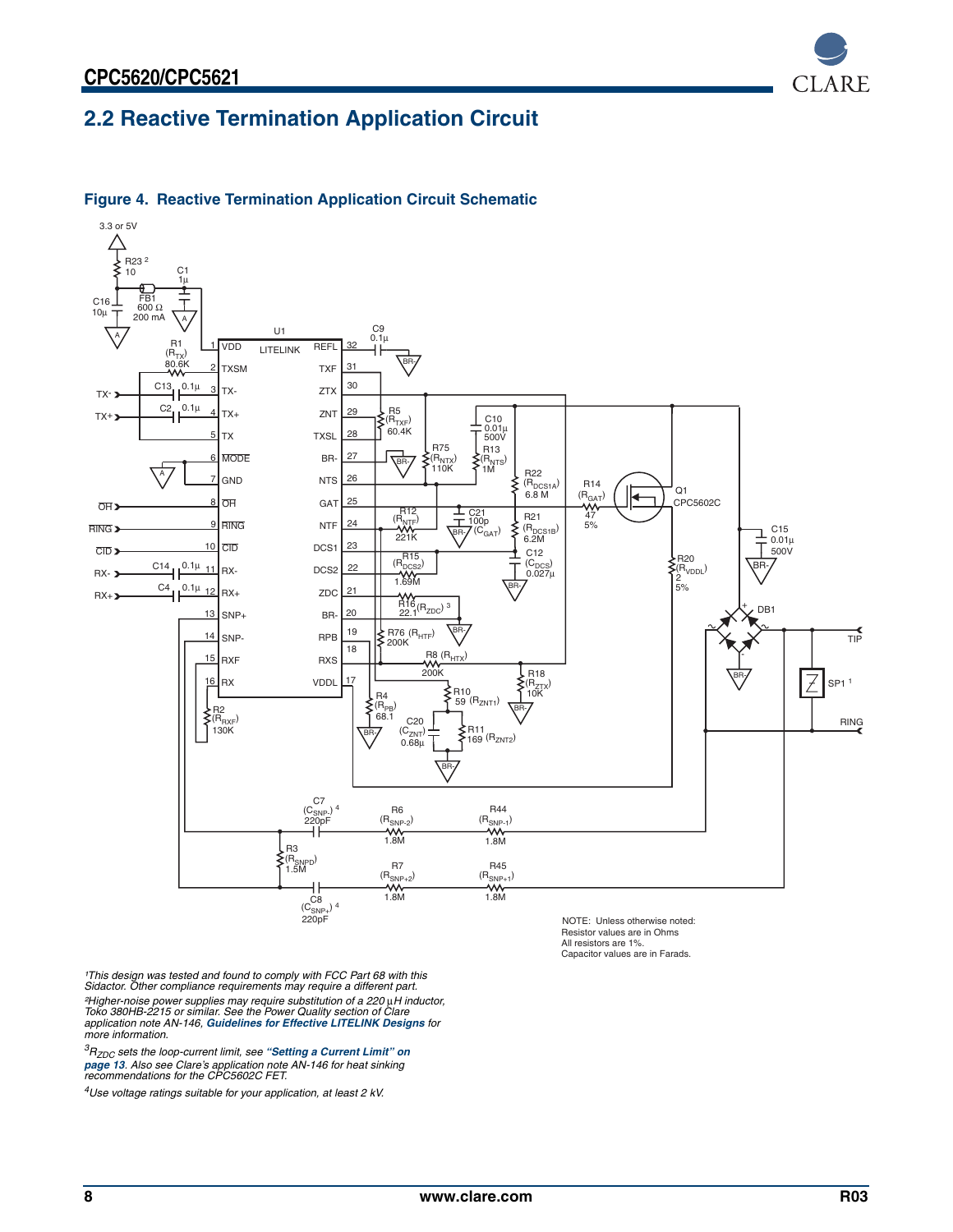## 2.2 Reactive Termination Application Circuit

**Figure 4. Reactive Termination Application Circuit Schematic**

NOTE: Unless otherwise noted:
Resistor values are in Ohms
All resistors are 1%.
Capacitor values are in Farads.

*[1]This design was tested and found to comply with FCC Part 68 with this Sidactor. Other compliance requirements may require a different part.*

*[2]Higher-noise power supplies may require substitution of a 220 µH inductor, Toko 380HB-2215 or similar. See the Power Quality section of Clare application note AN-146,* ***Guidelines for Effective LITELINK Designs*** *for more information.*

*[3]$R_{ZDC}$ sets the loop-current limit, see* ***"Setting a Current Limit" on page 13****. Also see Clare's application note AN-146 for heat sinking recommendations for the CPC5602C FET.*

*[4]Use voltage ratings suitable for your application, at least 2 kV.*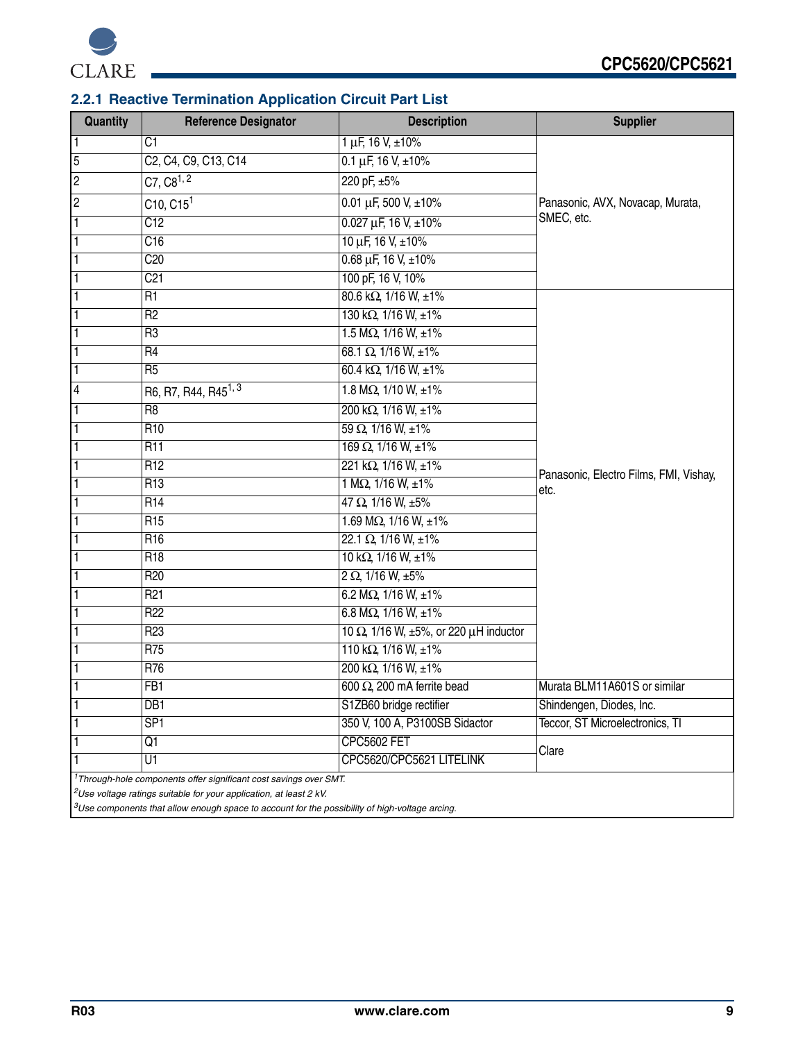### 2.2.1 Reactive Termination Application Circuit Part List

| Quantity | Reference Designator | Description | Supplier |
|---|---|---|---|
| 1 | C1 | 1 µF, 16 V, ±10% | Panasonic, AVX, Novacap, Murata, SMEC, etc. |
| 5 | C2, C4, C9, C13, C14 | 0.1 µF, 16 V, ±10% | |
| 2 | C7, C8[1, 2] | 220 pF, ±5% | |
| 2 | C10, C15[1] | 0.01 µF, 500 V, ±10% | |
| 1 | C12 | 0.027 µF, 16 V, ±10% | |
| 1 | C16 | 10 µF, 16 V, ±10% | |
| 1 | C20 | 0.68 µF, 16 V, ±10% | |
| 1 | C21 | 100 pF, 16 V, 10% | |
| 1 | R1 | 80.6 kΩ, 1/16 W, ±1% | Panasonic, Electro Films, FMI, Vishay, etc. |
| 1 | R2 | 130 kΩ, 1/16 W, ±1% | |
| 1 | R3 | 1.5 MΩ, 1/16 W, ±1% | |
| 1 | R4 | 68.1 Ω, 1/16 W, ±1% | |
| 1 | R5 | 60.4 kΩ, 1/16 W, ±1% | |
| 4 | R6, R7, R44, R45[1, 3] | 1.8 MΩ, 1/10 W, ±1% | |
| 1 | R8 | 200 kΩ, 1/16 W, ±1% | |
| 1 | R10 | 59 Ω, 1/16 W, ±1% | |
| 1 | R11 | 169 Ω, 1/16 W, ±1% | |
| 1 | R12 | 221 kΩ, 1/16 W, ±1% | |
| 1 | R13 | 1 MΩ, 1/16 W, ±1% | |
| 1 | R14 | 47 Ω, 1/16 W, ±5% | |
| 1 | R15 | 1.69 MΩ, 1/16 W, ±1% | |
| 1 | R16 | 22.1 Ω, 1/16 W, ±1% | |
| 1 | R18 | 10 kΩ, 1/16 W, ±1% | |
| 1 | R20 | 2 Ω, 1/16 W, ±5% | |
| 1 | R21 | 6.2 MΩ, 1/16 W, ±1% | |
| 1 | R22 | 6.8 MΩ, 1/16 W, ±1% | |
| 1 | R23 | 10 Ω, 1/16 W, ±5%, or 220 µH inductor | |
| 1 | R75 | 110 kΩ, 1/16 W, ±1% | |
| 1 | R76 | 200 kΩ, 1/16 W, ±1% | |
| 1 | FB1 | 600 Ω, 200 mA ferrite bead | Murata BLM11A601S or similar |
| 1 | DB1 | S1ZB60 bridge rectifier | Shindengen, Diodes, Inc. |
| 1 | SP1 | 350 V, 100 A, P3100SB Sidactor | Teccor, ST Microelectronics, TI |
| 1 | Q1 | CPC5602 FET | Clare |
| 1 | U1 | CPC5620/CPC5621 LITELINK | |

*[1]Through-hole components offer significant cost savings over SMT.*

*[2]Use voltage ratings suitable for your application, at least 2 kV.*

*[3]Use components that allow enough space to account for the possibility of high-voltage arcing.*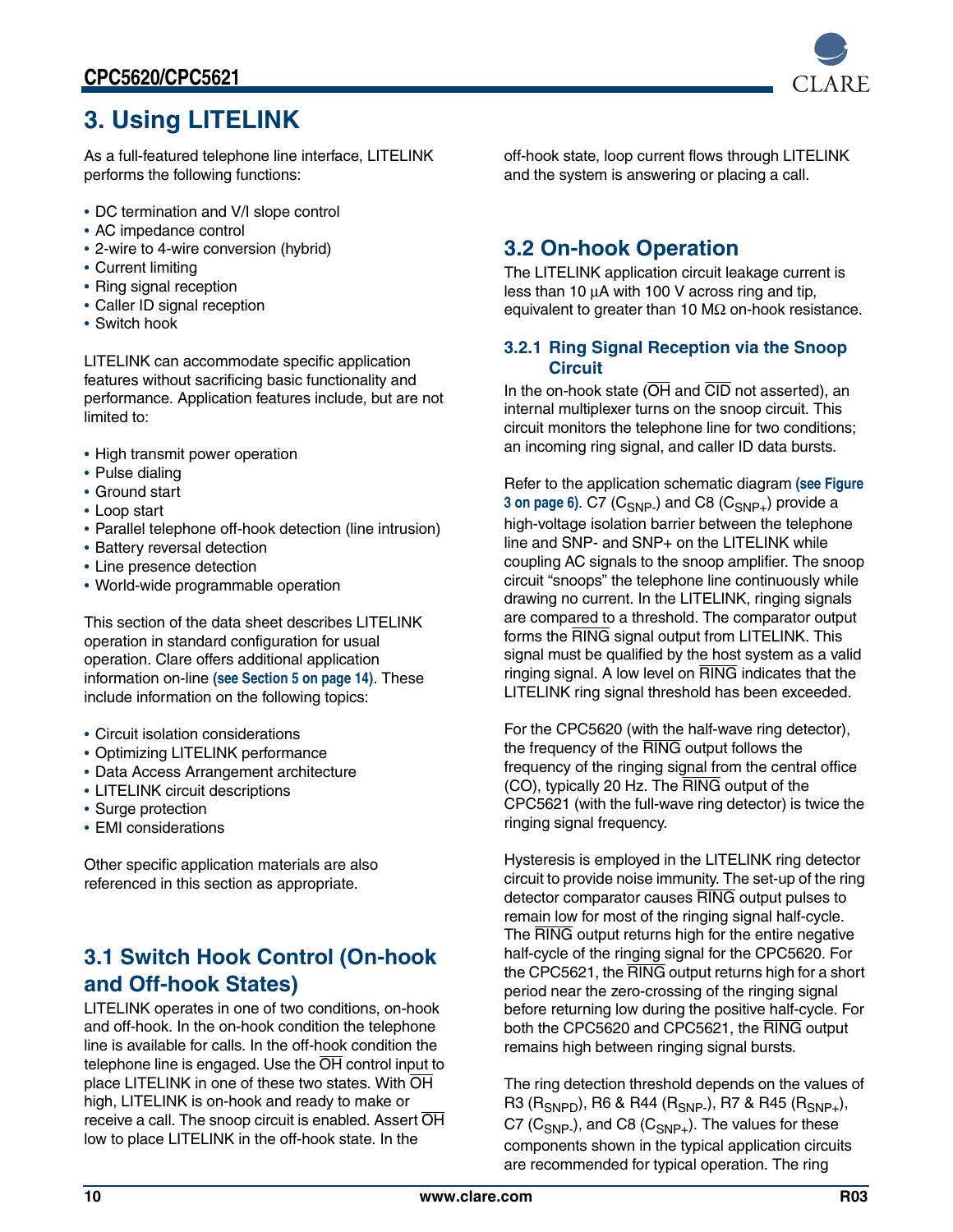# 3. Using LITELINK

As a full-featured telephone line interface, LITELINK performs the following functions:

- DC termination and V/I slope control
- AC impedance control
- 2-wire to 4-wire conversion (hybrid)
- Current limiting
- Ring signal reception
- Caller ID signal reception
- Switch hook

LITELINK can accommodate specific application features without sacrificing basic functionality and performance. Application features include, but are not limited to:

- High transmit power operation
- Pulse dialing
- Ground start
- Loop start
- Parallel telephone off-hook detection (line intrusion)
- Battery reversal detection
- Line presence detection
- World-wide programmable operation

This section of the data sheet describes LITELINK operation in standard configuration for usual operation. Clare offers additional application information on-line **(see Section 5 on page 14)**. These include information on the following topics:

- Circuit isolation considerations
- Optimizing LITELINK performance
- Data Access Arrangement architecture
- LITELINK circuit descriptions
- Surge protection
- EMI considerations

Other specific application materials are also referenced in this section as appropriate.

## 3.1 Switch Hook Control (On-hook and Off-hook States)

LITELINK operates in one of two conditions, on-hook and off-hook. In the on-hook condition the telephone line is available for calls. In the off-hook condition the telephone line is engaged. Use the $\overline{\text{OH}}$ control input to place LITELINK in one of these two states. With $\overline{\text{OH}}$ high, LITELINK is on-hook and ready to make or receive a call. The snoop circuit is enabled. Assert $\overline{\text{OH}}$ low to place LITELINK in the off-hook state. In the off-hook state, loop current flows through LITELINK and the system is answering or placing a call.

## 3.2 On-hook Operation

The LITELINK application circuit leakage current is less than 10 µA with 100 V across ring and tip, equivalent to greater than 10 MΩ on-hook resistance.

### 3.2.1 Ring Signal Reception via the Snoop Circuit

In the on-hook state ($\overline{\text{OH}}$ and $\overline{\text{CID}}$ not asserted), an internal multiplexer turns on the snoop circuit. This circuit monitors the telephone line for two conditions; an incoming ring signal, and caller ID data bursts.

Refer to the application schematic diagram **(see Figure 3 on page 6)**. C7 ($C_{SNP-}$) and C8 ($C_{SNP+}$) provide a high-voltage isolation barrier between the telephone line and SNP- and SNP+ on the LITELINK while coupling AC signals to the snoop amplifier. The snoop circuit "snoops" the telephone line continuously while drawing no current. In the LITELINK, ringing signals are compared to a threshold. The comparator output forms the $\overline{\text{RING}}$ signal output from LITELINK. This signal must be qualified by the host system as a valid ringing signal. A low level on $\overline{\text{RING}}$ indicates that the LITELINK ring signal threshold has been exceeded.

For the CPC5620 (with the half-wave ring detector), the frequency of the $\overline{\text{RING}}$ output follows the frequency of the ringing signal from the central office (CO), typically 20 Hz. The $\overline{\text{RING}}$ output of the CPC5621 (with the full-wave ring detector) is twice the ringing signal frequency.

Hysteresis is employed in the LITELINK ring detector circuit to provide noise immunity. The set-up of the ring detector comparator causes $\overline{\text{RING}}$ output pulses to remain low for most of the ringing signal half-cycle. The $\overline{\text{RING}}$ output returns high for the entire negative half-cycle of the ringing signal for the CPC5620. For the CPC5621, the $\overline{\text{RING}}$ output returns high for a short period near the zero-crossing of the ringing signal before returning low during the positive half-cycle. For both the CPC5620 and CPC5621, the $\overline{\text{RING}}$ output remains high between ringing signal bursts.

The ring detection threshold depends on the values of R3 ($R_{SNPD}$), R6 & R44 ($R_{SNP-}$), R7 & R45 ($R_{SNP+}$), C7 ($C_{SNP-}$), and C8 ($C_{SNP+}$). The values for these components shown in the typical application circuits are recommended for typical operation. The ring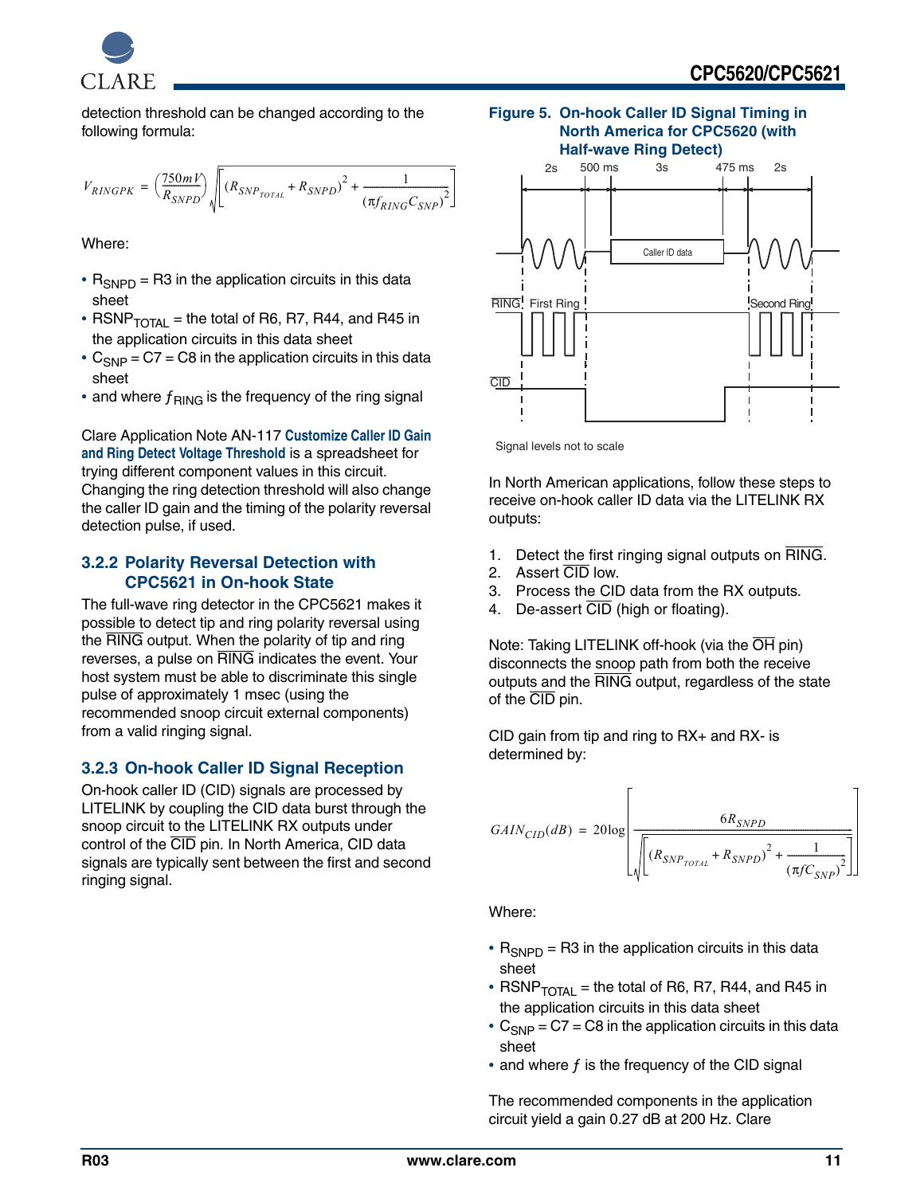detection threshold can be changed according to the following formula:

$$V_{RINGPK} = \left(\frac{750mV}{R_{SNPD}}\right)\sqrt{\left[(R_{SNP_{TOTAL}} + R_{SNPD})^2 + \frac{1}{(\pi f_{RING} C_{SNP})^2}\right]}$$

Where:

- $R_{SNPD}$ = R3 in the application circuits in this data sheet
- $RSNP_{TOTAL}$ = the total of R6, R7, R44, and R45 in the application circuits in this data sheet
- $C_{SNP}$ = C7 = C8 in the application circuits in this data sheet
- and where $f_{RING}$ is the frequency of the ring signal

Clare Application Note AN-117 **Customize Caller ID Gain and Ring Detect Voltage Threshold** is a spreadsheet for trying different component values in this circuit. Changing the ring detection threshold will also change the caller ID gain and the timing of the polarity reversal detection pulse, if used.

### 3.2.2 Polarity Reversal Detection with CPC5621 in On-hook State

The full-wave ring detector in the CPC5621 makes it possible to detect tip and ring polarity reversal using the RING output. When the polarity of tip and ring reverses, a pulse on RING indicates the event. Your host system must be able to discriminate this single pulse of approximately 1 msec (using the recommended snoop circuit external components) from a valid ringing signal.

### 3.2.3 On-hook Caller ID Signal Reception

On-hook caller ID (CID) signals are processed by LITELINK by coupling the CID data burst through the snoop circuit to the LITELINK RX outputs under control of the CID pin. In North America, CID data signals are typically sent between the first and second ringing signal.

**Figure 5. On-hook Caller ID Signal Timing in North America for CPC5620 (with Half-wave Ring Detect)**

Signal levels not to scale

In North American applications, follow these steps to receive on-hook caller ID data via the LITELINK RX outputs:

1. Detect the first ringing signal outputs on RING.
2. Assert CID low.
3. Process the CID data from the RX outputs.
4. De-assert CID (high or floating).

Note: Taking LITELINK off-hook (via the OH pin) disconnects the snoop path from both the receive outputs and the RING output, regardless of the state of the CID pin.

CID gain from tip and ring to RX+ and RX- is determined by:

$$GAIN_{CID}(dB) = 20\log\left[\frac{6R_{SNPD}}{\sqrt{\left[(R_{SNP_{TOTAL}} + R_{SNPD})^2 + \frac{1}{(\pi f C_{SNP})^2}\right]}}\right]$$

Where:

- $R_{SNPD}$ = R3 in the application circuits in this data sheet
- $RSNP_{TOTAL}$ = the total of R6, R7, R44, and R45 in the application circuits in this data sheet
- $C_{SNP}$ = C7 = C8 in the application circuits in this data sheet
- and where $f$ is the frequency of the CID signal

The recommended components in the application circuit yield a gain 0.27 dB at 200 Hz. Clare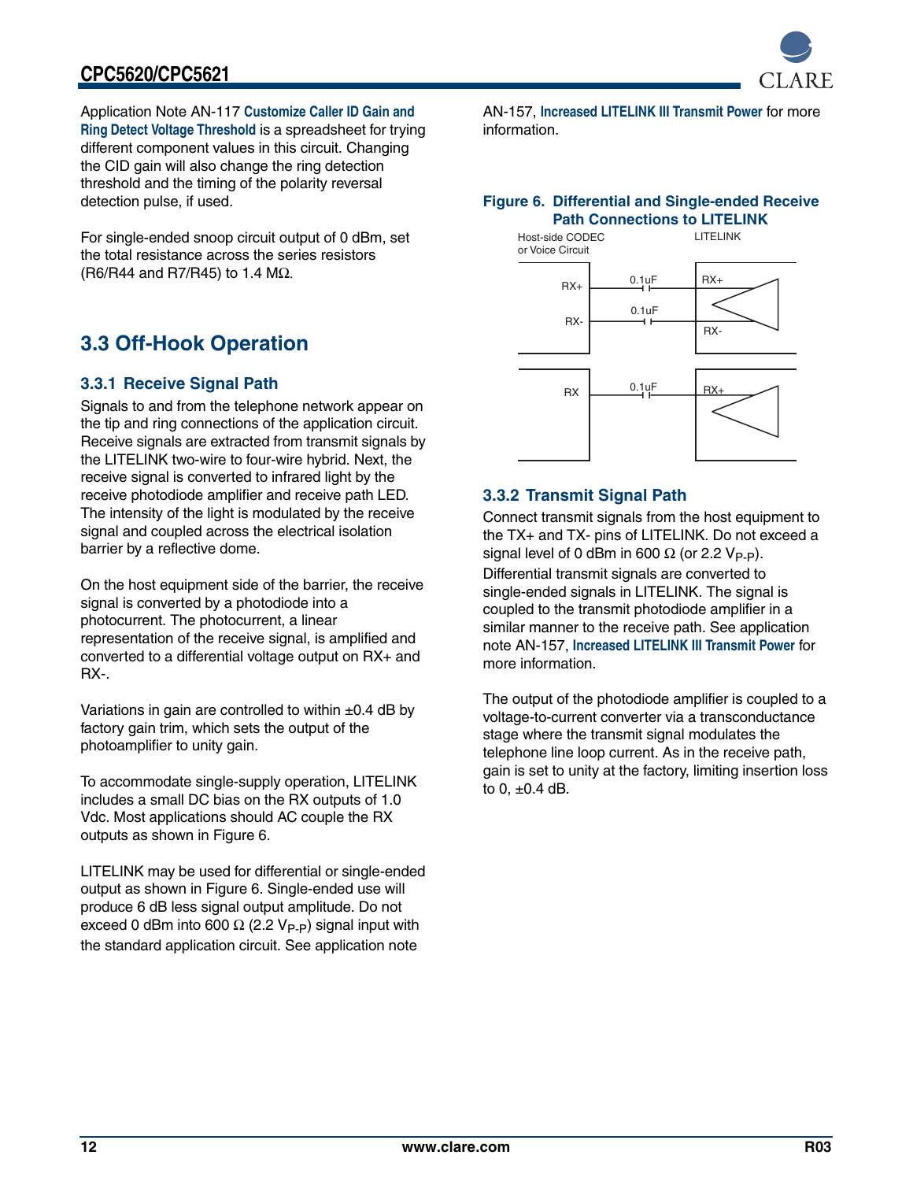Application Note AN-117 **Customize Caller ID Gain and Ring Detect Voltage Threshold** is a spreadsheet for trying different component values in this circuit. Changing the CID gain will also change the ring detection threshold and the timing of the polarity reversal detection pulse, if used.

For single-ended snoop circuit output of 0 dBm, set the total resistance across the series resistors (R6/R44 and R7/R45) to 1.4 MΩ.

## 3.3 Off-Hook Operation

### 3.3.1 Receive Signal Path

Signals to and from the telephone network appear on the tip and ring connections of the application circuit. Receive signals are extracted from transmit signals by the LITELINK two-wire to four-wire hybrid. Next, the receive signal is converted to infrared light by the receive photodiode amplifier and receive path LED. The intensity of the light is modulated by the receive signal and coupled across the electrical isolation barrier by a reflective dome.

On the host equipment side of the barrier, the receive signal is converted by a photodiode into a photocurrent. The photocurrent, a linear representation of the receive signal, is amplified and converted to a differential voltage output on RX+ and RX-.

Variations in gain are controlled to within ±0.4 dB by factory gain trim, which sets the output of the photoamplifier to unity gain.

To accommodate single-supply operation, LITELINK includes a small DC bias on the RX outputs of 1.0 Vdc. Most applications should AC couple the RX outputs as shown in Figure 6.

LITELINK may be used for differential or single-ended output as shown in Figure 6. Single-ended use will produce 6 dB less signal output amplitude. Do not exceed 0 dBm into 600 Ω (2.2 $V_{P-P}$) signal input with the standard application circuit. See application note AN-157, **Increased LITELINK III Transmit Power** for more information.

**Figure 6. Differential and Single-ended Receive Path Connections to LITELINK**

Host-side CODEC or Voice Circuit — LITELINK

RX+ — 0.1uF — RX+
RX- — 0.1uF — RX-

RX — 0.1uF — RX+

### 3.3.2 Transmit Signal Path

Connect transmit signals from the host equipment to the TX+ and TX- pins of LITELINK. Do not exceed a signal level of 0 dBm in 600 Ω (or 2.2 $V_{P-P}$). Differential transmit signals are converted to single-ended signals in LITELINK. The signal is coupled to the transmit photodiode amplifier in a similar manner to the receive path. See application note AN-157, **Increased LITELINK III Transmit Power** for more information.

The output of the photodiode amplifier is coupled to a voltage-to-current converter via a transconductance stage where the transmit signal modulates the telephone line loop current. As in the receive path, gain is set to unity at the factory, limiting insertion loss to 0, ±0.4 dB.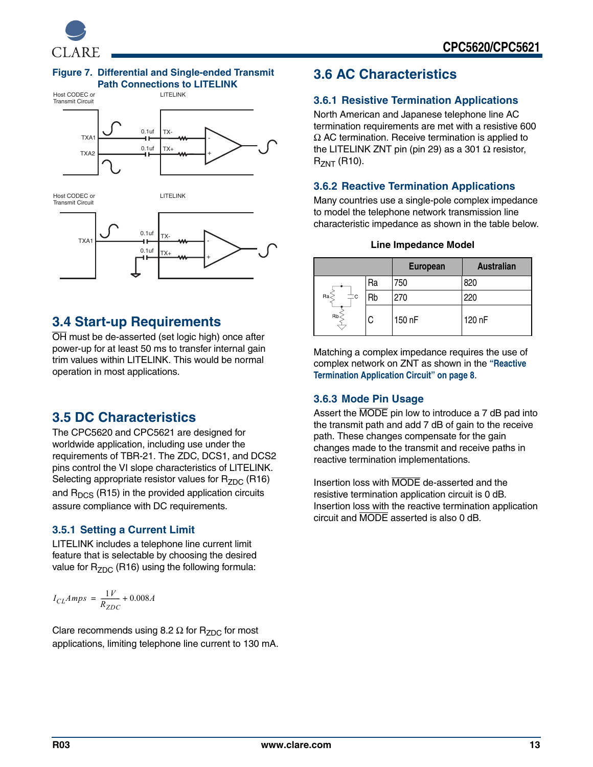**Figure 7. Differential and Single-ended Transmit Path Connections to LITELINK**

## 3.4 Start-up Requirements

$\overline{OH}$ must be de-asserted (set logic high) once after power-up for at least 50 ms to transfer internal gain trim values within LITELINK. This would be normal operation in most applications.

## 3.5 DC Characteristics

The CPC5620 and CPC5621 are designed for worldwide application, including use under the requirements of TBR-21. The ZDC, DCS1, and DCS2 pins control the VI slope characteristics of LITELINK. Selecting appropriate resistor values for $R_{ZDC}$ (R16) and $R_{DCS}$ (R15) in the provided application circuits assure compliance with DC requirements.

### 3.5.1 Setting a Current Limit

LITELINK includes a telephone line current limit feature that is selectable by choosing the desired value for $R_{ZDC}$ (R16) using the following formula:

$$I_{CL}Amps = \frac{1V}{R_{ZDC}} + 0.008A$$

Clare recommends using 8.2 Ω for $R_{ZDC}$ for most applications, limiting telephone line current to 130 mA.

## 3.6 AC Characteristics

### 3.6.1 Resistive Termination Applications

North American and Japanese telephone line AC termination requirements are met with a resistive 600 Ω AC termination. Receive termination is applied to the LITELINK ZNT pin (pin 29) as a 301 Ω resistor, $R_{ZNT}$ (R10).

### 3.6.2 Reactive Termination Applications

Many countries use a single-pole complex impedance to model the telephone network transmission line characteristic impedance as shown in the table below.

**Line Impedance Model**

| | | European | Australian |
|---|---|---|---|
| | Ra | 750 | 820 |
| | Rb | 270 | 220 |
| | C | 150 nF | 120 nF |

Matching a complex impedance requires the use of complex network on ZNT as shown in the **"Reactive Termination Application Circuit" on page 8**.

### 3.6.3 Mode Pin Usage

Assert the $\overline{MODE}$ pin low to introduce a 7 dB pad into the transmit path and add 7 dB of gain to the receive path. These changes compensate for the gain changes made to the transmit and receive paths in reactive termination implementations.

Insertion loss with $\overline{MODE}$ de-asserted and the resistive termination application circuit is 0 dB. Insertion loss with the reactive termination application circuit and $\overline{MODE}$ asserted is also 0 dB.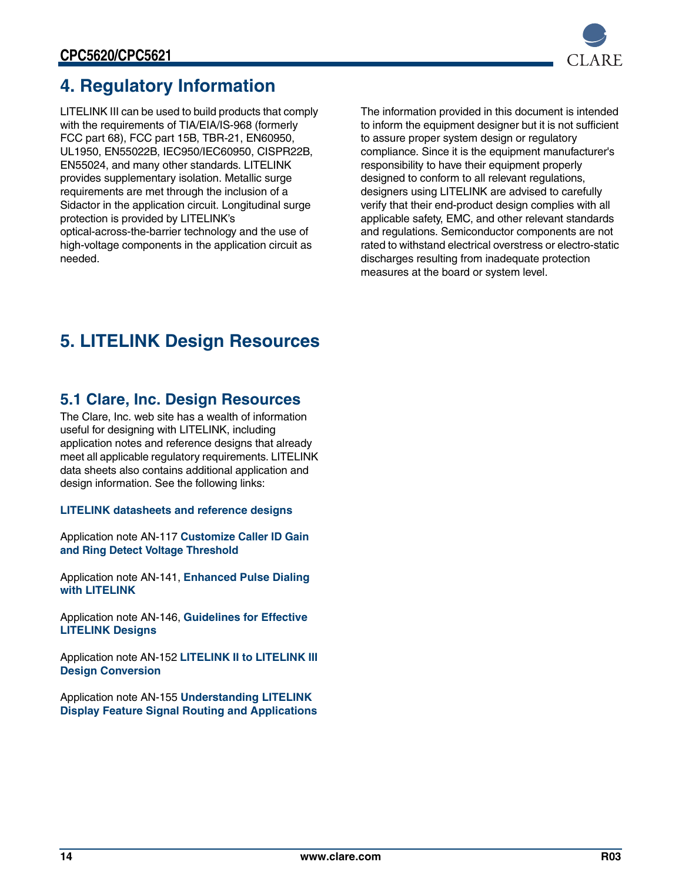# 4. Regulatory Information

LITELINK III can be used to build products that comply with the requirements of TIA/EIA/IS-968 (formerly FCC part 68), FCC part 15B, TBR-21, EN60950, UL1950, EN55022B, IEC950/IEC60950, CISPR22B, EN55024, and many other standards. LITELINK provides supplementary isolation. Metallic surge requirements are met through the inclusion of a Sidactor in the application circuit. Longitudinal surge protection is provided by LITELINK's optical-across-the-barrier technology and the use of high-voltage components in the application circuit as needed.

The information provided in this document is intended to inform the equipment designer but it is not sufficient to assure proper system design or regulatory compliance. Since it is the equipment manufacturer's responsibility to have their equipment properly designed to conform to all relevant regulations, designers using LITELINK are advised to carefully verify that their end-product design complies with all applicable safety, EMC, and other relevant standards and regulations. Semiconductor components are not rated to withstand electrical overstress or electro-static discharges resulting from inadequate protection measures at the board or system level.

# 5. LITELINK Design Resources

## 5.1 Clare, Inc. Design Resources

The Clare, Inc. web site has a wealth of information useful for designing with LITELINK, including application notes and reference designs that already meet all applicable regulatory requirements. LITELINK data sheets also contains additional application and design information. See the following links:

**LITELINK datasheets and reference designs**

Application note AN-117 **Customize Caller ID Gain and Ring Detect Voltage Threshold**

Application note AN-141, **Enhanced Pulse Dialing with LITELINK**

Application note AN-146, **Guidelines for Effective LITELINK Designs**

Application note AN-152 **LITELINK II to LITELINK III Design Conversion**

Application note AN-155 **Understanding LITELINK Display Feature Signal Routing and Applications**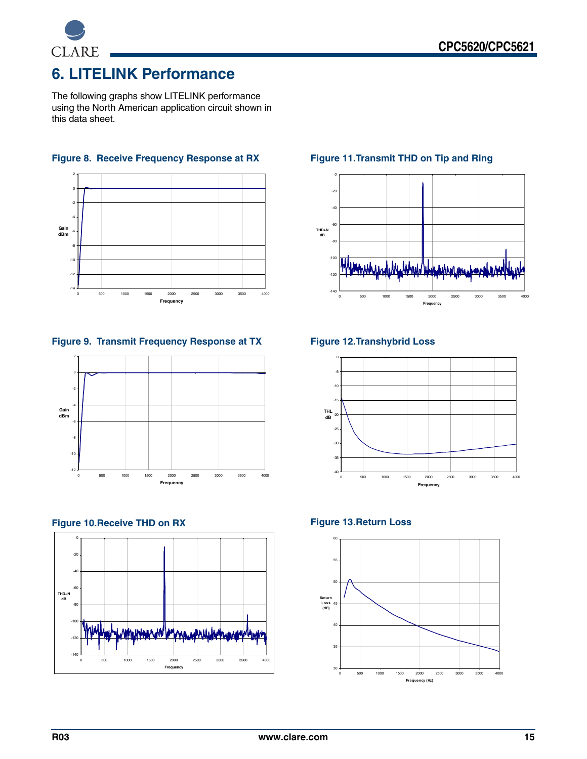# 6. LITELINK Performance

The following graphs show LITELINK performance using the North American application circuit shown in this data sheet.

**Figure 8. Receive Frequency Response at RX**

**Figure 9. Transmit Frequency Response at TX**

**Figure 10. Receive THD on RX**

**Figure 11. Transmit THD on Tip and Ring**

**Figure 12. Transhybrid Loss**

**Figure 13. Return Loss**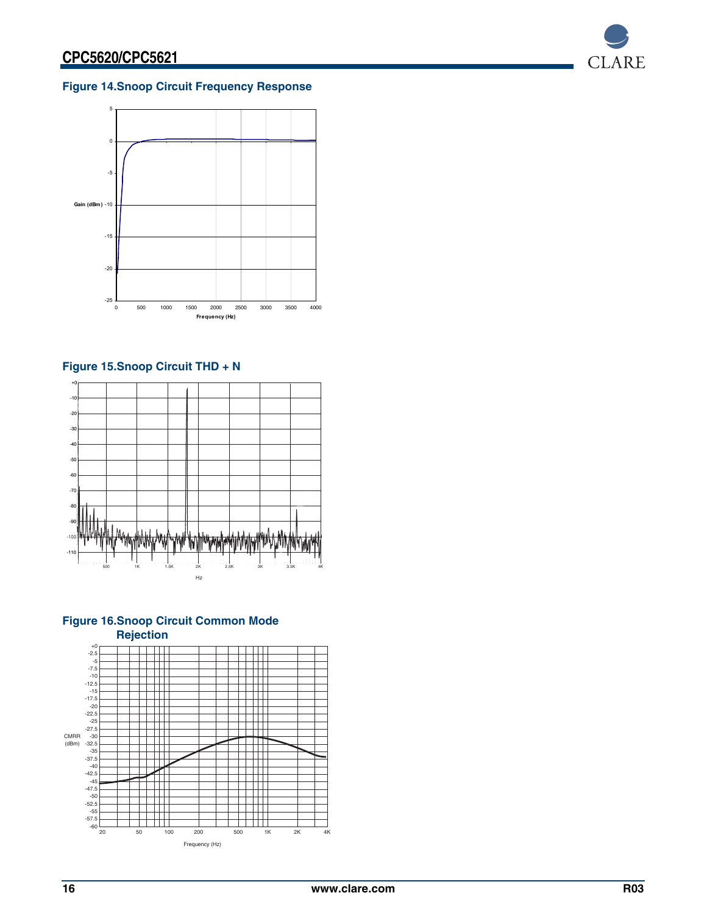## Figure 14.Snoop Circuit Frequency Response

## Figure 15.Snoop Circuit THD + N

## Figure 16.Snoop Circuit Common Mode Rejection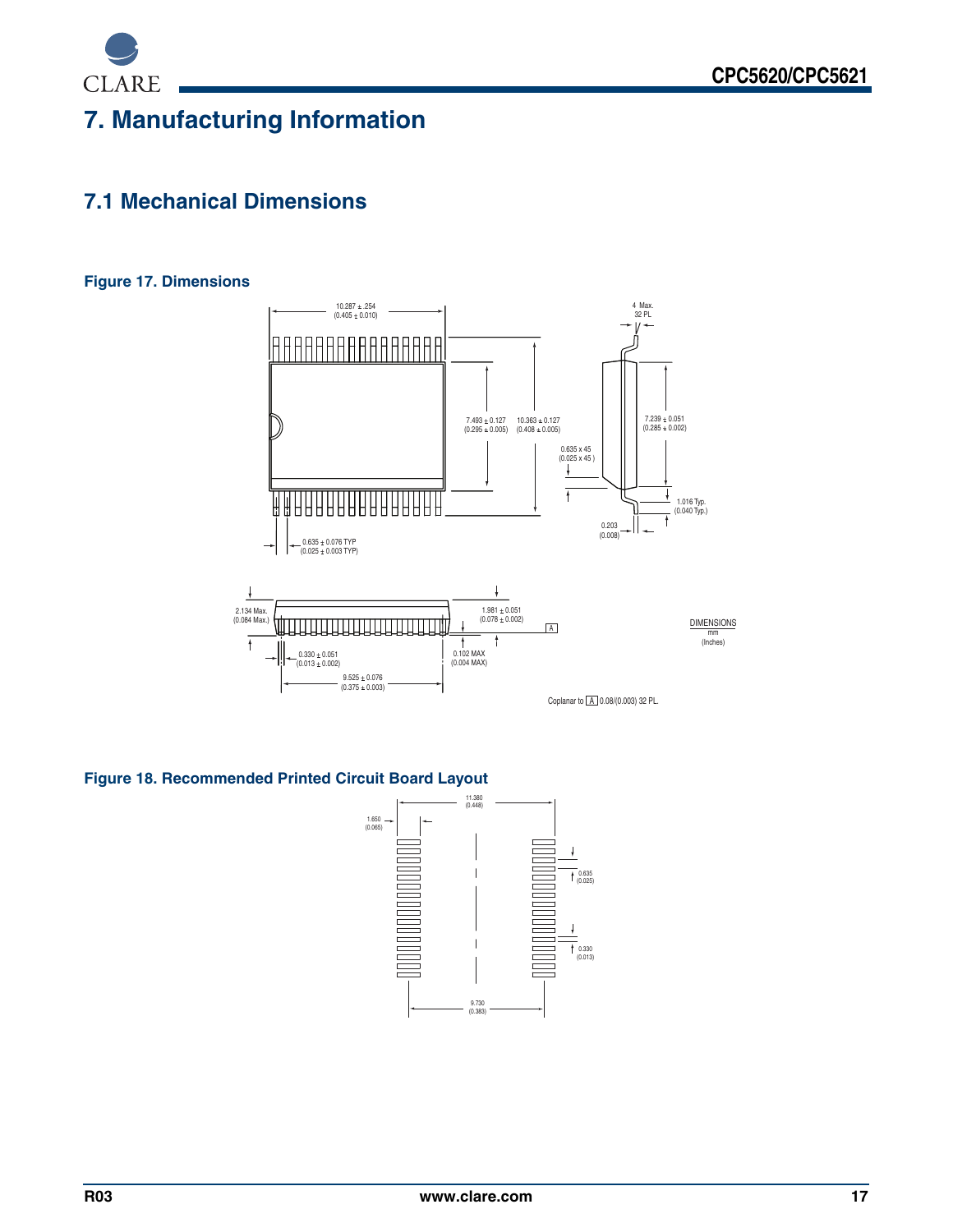# 7. Manufacturing Information

## 7.1 Mechanical Dimensions

**Figure 17. Dimensions**

10.287 ± .254 (0.405 ± 0.010)

4 Max. 32 PL

7.493 ± 0.127 (0.295 ± 0.005)

10.363 ± 0.127 (0.408 ± 0.005)

7.239 ± 0.051 (0.285 ± 0.002)

0.635 x 45 (0.025 x 45 )

1.016 Typ. (0.040 Typ.)

0.203 (0.008)

0.635 ± 0.076 TYP (0.025 ± 0.003 TYP)

2.134 Max. (0.084 Max.)

1.981 ± 0.051 (0.078 ± 0.002)

A

0.330 ± 0.051 (0.013 ± 0.002)

0.102 MAX (0.004 MAX)

9.525 ± 0.076 (0.375 ± 0.003)

DIMENSIONS mm (Inches)

Coplanar to A 0.08/(0.003) 32 PL.

**Figure 18. Recommended Printed Circuit Board Layout**

11.380 (0.448)

1.650 (0.065)

0.635 (0.025)

0.330 (0.013)

9.730 (0.383)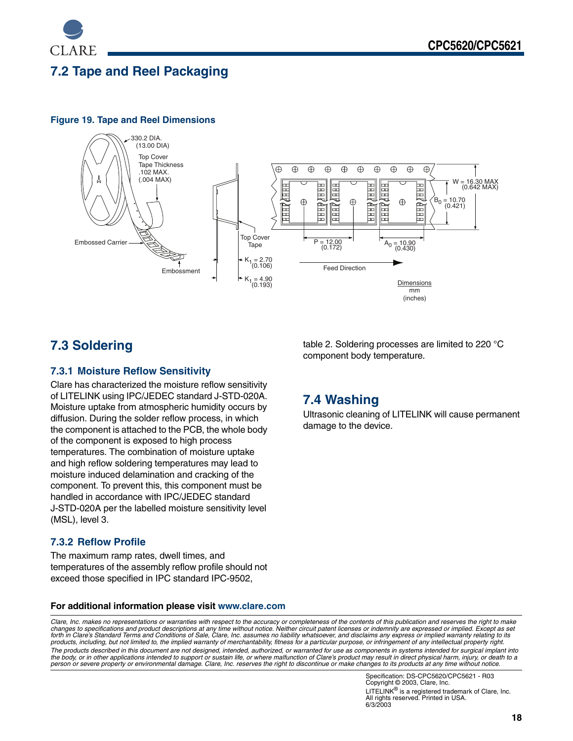## 7.2 Tape and Reel Packaging

**Figure 19. Tape and Reel Dimensions**

330.2 DIA.
(13.00 DIA)

Top Cover
Tape Thickness
.102 MAX.
(.004 MAX)

Embossed Carrier

Embossment

Top Cover
Tape

$K_1$ = 2.70
(0.106)

$K_1$ = 4.90
(0.193)

P = 12.00
(0.172)

$A_0$ = 10.90
(0.430)

W = 16.30 MAX
(0.642 MAX)

$B_0$ = 10.70
(0.421)

Feed Direction

Dimensions
mm
(inches)

## 7.3 Soldering

### 7.3.1 Moisture Reflow Sensitivity

Clare has characterized the moisture reflow sensitivity of LITELINK using IPC/JEDEC standard J-STD-020A. Moisture uptake from atmospheric humidity occurs by diffusion. During the solder reflow process, in which the component is attached to the PCB, the whole body of the component is exposed to high process temperatures. The combination of moisture uptake and high reflow soldering temperatures may lead to moisture induced delamination and cracking of the component. To prevent this, this component must be handled in accordance with IPC/JEDEC standard J-STD-020A per the labelled moisture sensitivity level (MSL), level 3.

### 7.3.2 Reflow Profile

The maximum ramp rates, dwell times, and temperatures of the assembly reflow profile should not exceed those specified in IPC standard IPC-9502, table 2. Soldering processes are limited to 220 °C component body temperature.

## 7.4 Washing

Ultrasonic cleaning of LITELINK will cause permanent damage to the device.

**For additional information please visit www.clare.com**

*Clare, Inc. makes no representations or warranties with respect to the accuracy or completeness of the contents of this publication and reserves the right to make changes to specifications and product descriptions at any time without notice. Neither circuit patent licenses or indemnity are expressed or implied. Except as set forth in Clare's Standard Terms and Conditions of Sale, Clare, Inc. assumes no liability whatsoever, and disclaims any express or implied warranty relating to its products, including, but not limited to, the implied warranty of merchantability, fitness for a particular purpose, or infringement of any intellectual property right.*

*The products described in this document are not designed, intended, authorized, or warranted for use as components in systems intended for surgical implant into the body, or in other applications intended to support or sustain life, or where malfunction of Clare's product may result in direct physical harm, injury, or death to a person or severe property or environmental damage. Clare, Inc. reserves the right to discontinue or make changes to its products at any time without notice.*

Specification: DS-CPC5620/CPC5621 - R03
Copyright © 2003, Clare, Inc.
LITELINK® is a registered trademark of Clare, Inc.
All rights reserved. Printed in USA.
6/3/2003